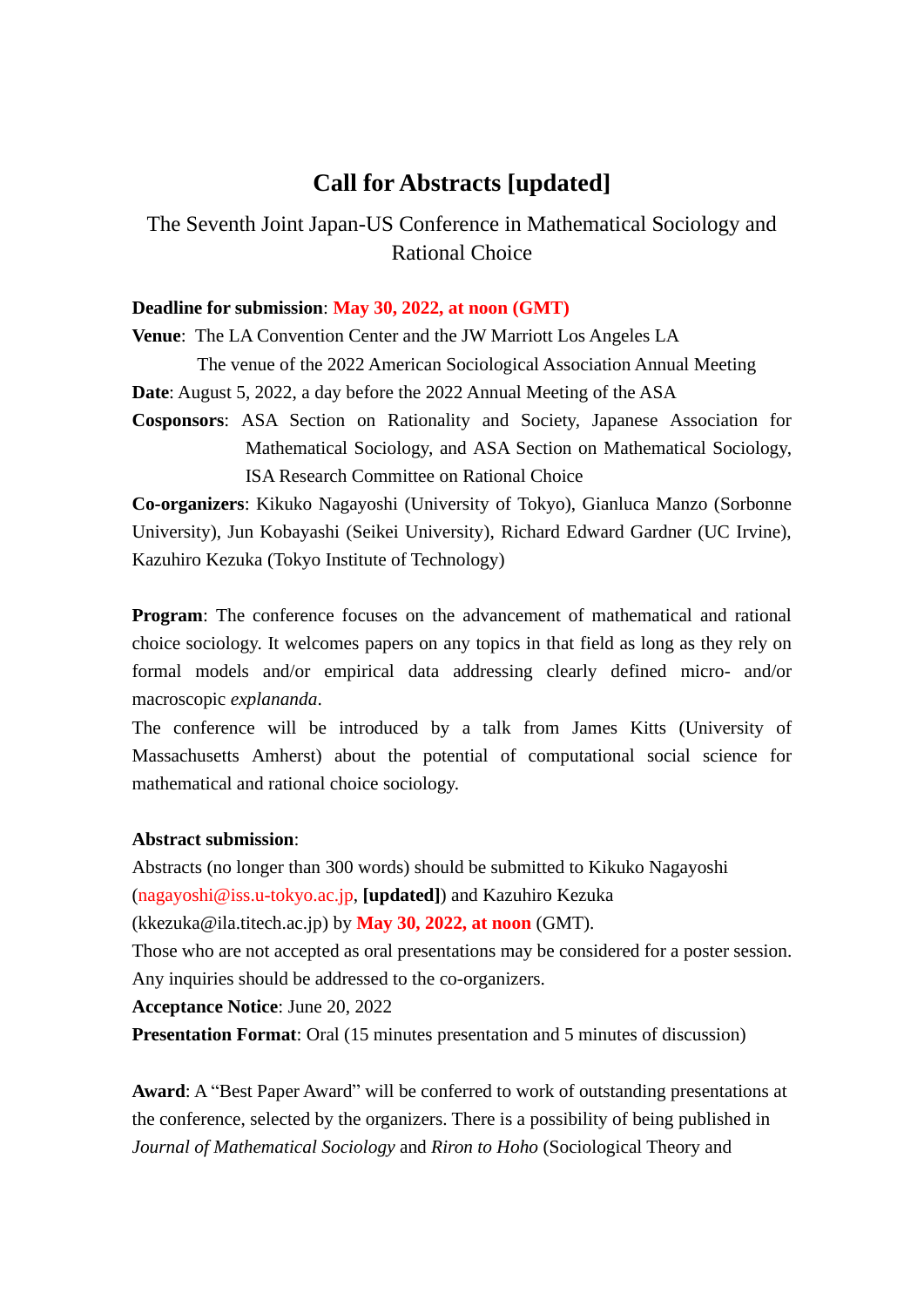# Call for Abstracts [updated]

## The Seventh Joint Japan-US Conference in Mathematical Sociology and Rational Choice

**Deadline for submission**: **May 30, 2022, at noon (GMT)**

**Venue**: The LA Convention Center and the JW Marriott Los Angeles LA
The venue of the 2022 American Sociological Association Annual Meeting

**Date**: August 5, 2022, a day before the 2022 Annual Meeting of the ASA

**Cosponsors**: ASA Section on Rationality and Society, Japanese Association for Mathematical Sociology, and ASA Section on Mathematical Sociology, ISA Research Committee on Rational Choice

**Co-organizers**: Kikuko Nagayoshi (University of Tokyo), Gianluca Manzo (Sorbonne University), Jun Kobayashi (Seikei University), Richard Edward Gardner (UC Irvine), Kazuhiro Kezuka (Tokyo Institute of Technology)

**Program**: The conference focuses on the advancement of mathematical and rational choice sociology. It welcomes papers on any topics in that field as long as they rely on formal models and/or empirical data addressing clearly defined micro- and/or macroscopic *explananda*.
The conference will be introduced by a talk from James Kitts (University of Massachusetts Amherst) about the potential of computational social science for mathematical and rational choice sociology.

**Abstract submission**:
Abstracts (no longer than 300 words) should be submitted to Kikuko Nagayoshi (nagayoshi@iss.u-tokyo.ac.jp, **[updated]**) and Kazuhiro Kezuka (kkezuka@ila.titech.ac.jp) by **May 30, 2022, at noon** (GMT).
Those who are not accepted as oral presentations may be considered for a poster session.
Any inquiries should be addressed to the co-organizers.
**Acceptance Notice**: June 20, 2022
**Presentation Format**: Oral (15 minutes presentation and 5 minutes of discussion)

**Award**: A "Best Paper Award" will be conferred to work of outstanding presentations at the conference, selected by the organizers. There is a possibility of being published in *Journal of Mathematical Sociology* and *Riron to Hoho* (Sociological Theory and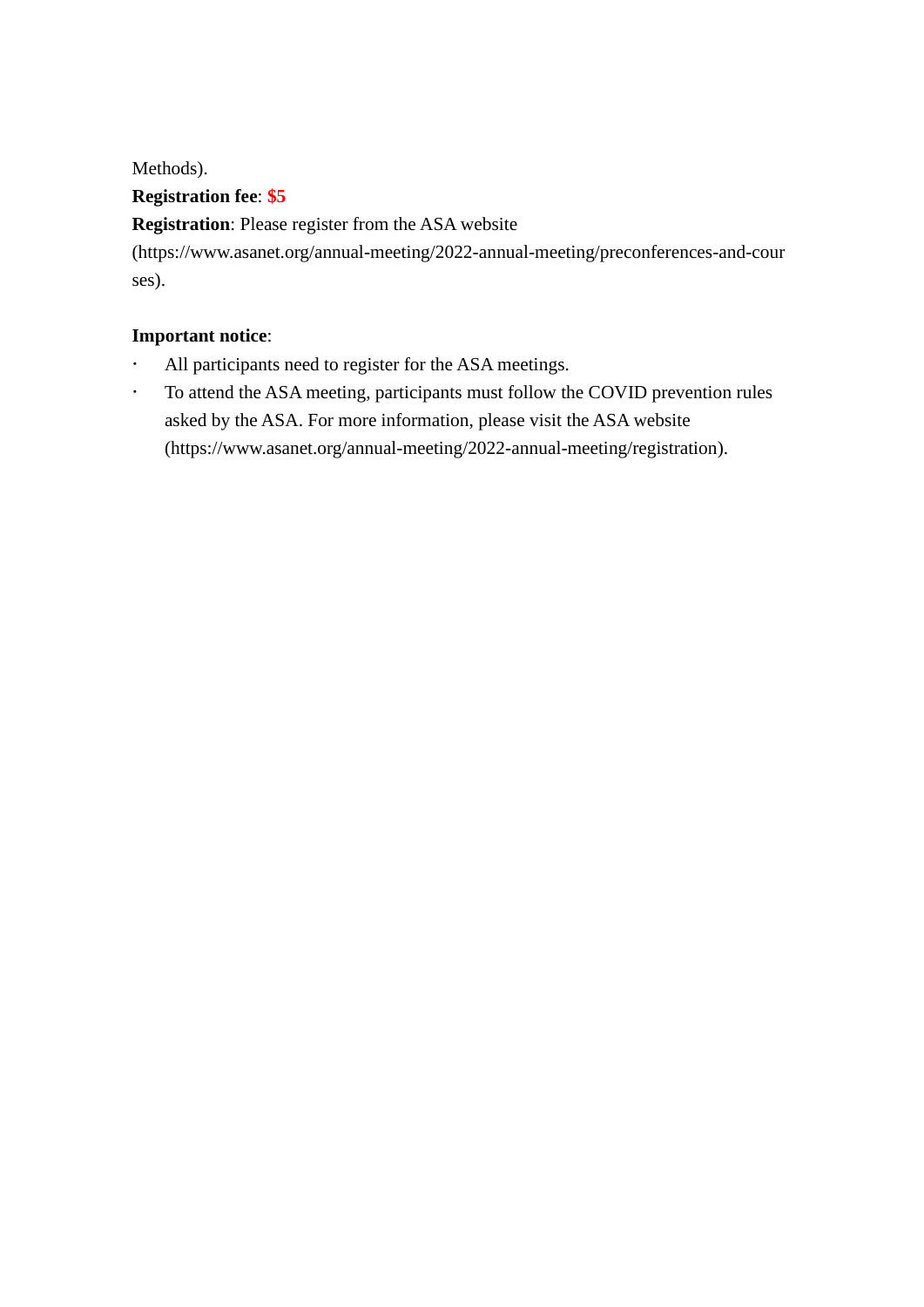Methods).

**Registration fee**: **$5**

**Registration**: Please register from the ASA website (https://www.asanet.org/annual-meeting/2022-annual-meeting/preconferences-and-courses).

**Important notice**:

- All participants need to register for the ASA meetings.
- To attend the ASA meeting, participants must follow the COVID prevention rules asked by the ASA. For more information, please visit the ASA website (https://www.asanet.org/annual-meeting/2022-annual-meeting/registration).